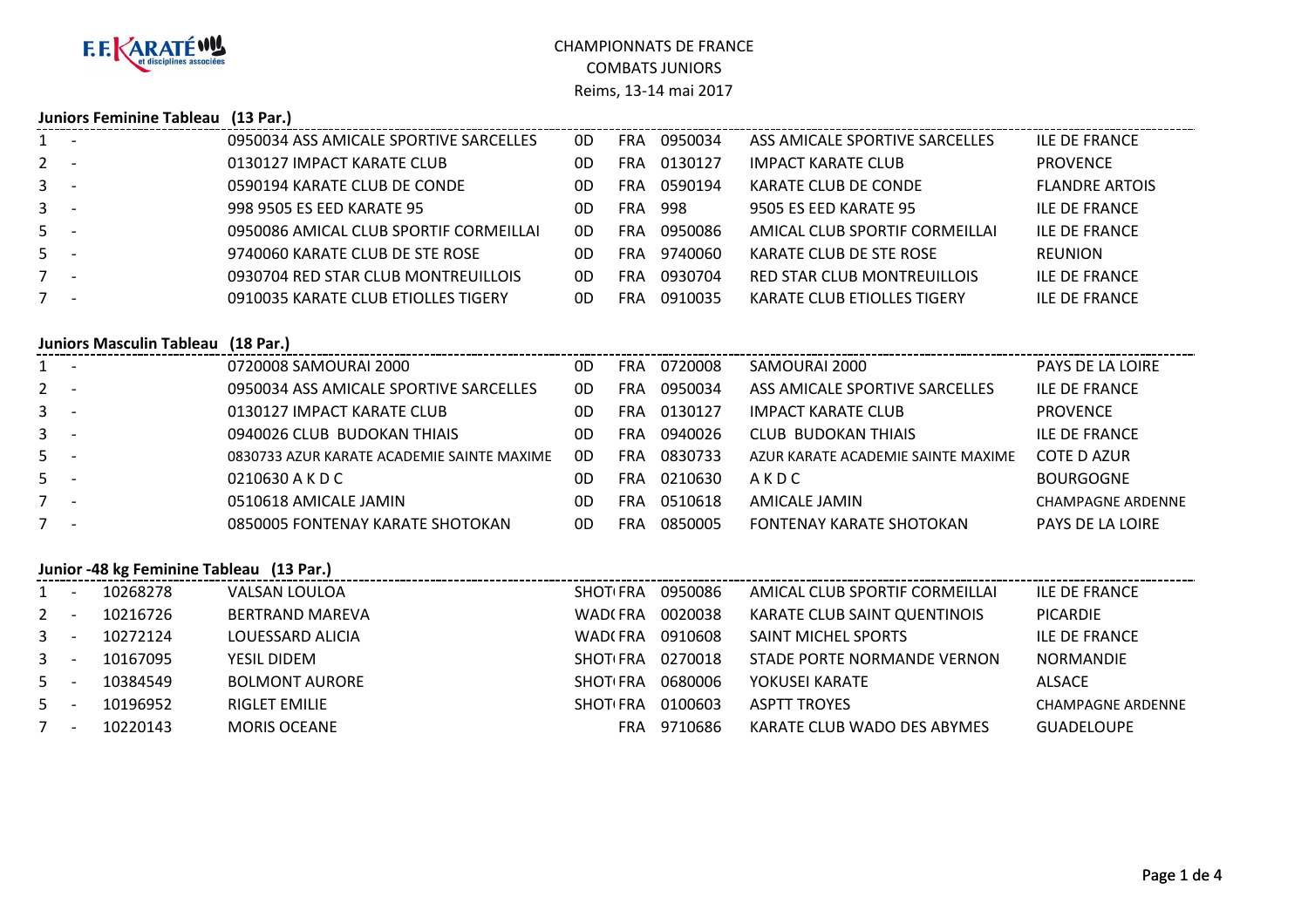F.F.KARATÉ et disciplines associées

CHAMPIONNATS DE FRANCE
COMBATS JUNIORS
Reims, 13-14 mai 2017

**Juniors Feminine Tableau (13 Par.)**

| | | | | | | | | |
|---|---|---|---|---|---|---|---|---|
| 1 | - | 0950034 ASS AMICALE SPORTIVE SARCELLES | 0D | FRA | 0950034 | ASS AMICALE SPORTIVE SARCELLES | ILE DE FRANCE |
| 2 | - | 0130127 IMPACT KARATE CLUB | 0D | FRA | 0130127 | IMPACT KARATE CLUB | PROVENCE |
| 3 | - | 0590194 KARATE CLUB DE CONDE | 0D | FRA | 0590194 | KARATE CLUB DE CONDE | FLANDRE ARTOIS |
| 3 | - | 998 9505 ES EED KARATE 95 | 0D | FRA | 998 | 9505 ES EED KARATE 95 | ILE DE FRANCE |
| 5 | - | 0950086 AMICAL CLUB SPORTIF CORMEILLAI | 0D | FRA | 0950086 | AMICAL CLUB SPORTIF CORMEILLAI | ILE DE FRANCE |
| 5 | - | 9740060 KARATE CLUB DE STE ROSE | 0D | FRA | 9740060 | KARATE CLUB DE STE ROSE | REUNION |
| 7 | - | 0930704 RED STAR CLUB MONTREUILLOIS | 0D | FRA | 0930704 | RED STAR CLUB MONTREUILLOIS | ILE DE FRANCE |
| 7 | - | 0910035 KARATE CLUB ETIOLLES TIGERY | 0D | FRA | 0910035 | KARATE CLUB ETIOLLES TIGERY | ILE DE FRANCE |

**Juniors Masculin Tableau (18 Par.)**

| | | | | | | | |
|---|---|---|---|---|---|---|---|
| 1 | - | 0720008 SAMOURAI 2000 | 0D | FRA | 0720008 | SAMOURAI 2000 | PAYS DE LA LOIRE |
| 2 | - | 0950034 ASS AMICALE SPORTIVE SARCELLES | 0D | FRA | 0950034 | ASS AMICALE SPORTIVE SARCELLES | ILE DE FRANCE |
| 3 | - | 0130127 IMPACT KARATE CLUB | 0D | FRA | 0130127 | IMPACT KARATE CLUB | PROVENCE |
| 3 | - | 0940026 CLUB BUDOKAN THIAIS | 0D | FRA | 0940026 | CLUB BUDOKAN THIAIS | ILE DE FRANCE |
| 5 | - | 0830733 AZUR KARATE ACADEMIE SAINTE MAXIME | 0D | FRA | 0830733 | AZUR KARATE ACADEMIE SAINTE MAXIME | COTE D AZUR |
| 5 | - | 0210630 A K D C | 0D | FRA | 0210630 | A K D C | BOURGOGNE |
| 7 | - | 0510618 AMICALE JAMIN | 0D | FRA | 0510618 | AMICALE JAMIN | CHAMPAGNE ARDENNE |
| 7 | - | 0850005 FONTENAY KARATE SHOTOKAN | 0D | FRA | 0850005 | FONTENAY KARATE SHOTOKAN | PAYS DE LA LOIRE |

**Junior -48 kg Feminine Tableau (13 Par.)**

| | | | | | | | | |
|---|---|---|---|---|---|---|---|---|
| 1 | - | 10268278 | VALSAN LOULOA | SHOTI FRA | 0950086 | AMICAL CLUB SPORTIF CORMEILLAI | ILE DE FRANCE |
| 2 | - | 10216726 | BERTRAND MAREVA | WAD( FRA | 0020038 | KARATE CLUB SAINT QUENTINOIS | PICARDIE |
| 3 | - | 10272124 | LOUESSARD ALICIA | WAD( FRA | 0910608 | SAINT MICHEL SPORTS | ILE DE FRANCE |
| 3 | - | 10167095 | YESIL DIDEM | SHOTI FRA | 0270018 | STADE PORTE NORMANDE VERNON | NORMANDIE |
| 5 | - | 10384549 | BOLMONT AURORE | SHOTI FRA | 0680006 | YOKUSEI KARATE | ALSACE |
| 5 | - | 10196952 | RIGLET EMILIE | SHOTI FRA | 0100603 | ASPTT TROYES | CHAMPAGNE ARDENNE |
| 7 | - | 10220143 | MORIS OCEANE | FRA | 9710686 | KARATE CLUB WADO DES ABYMES | GUADELOUPE |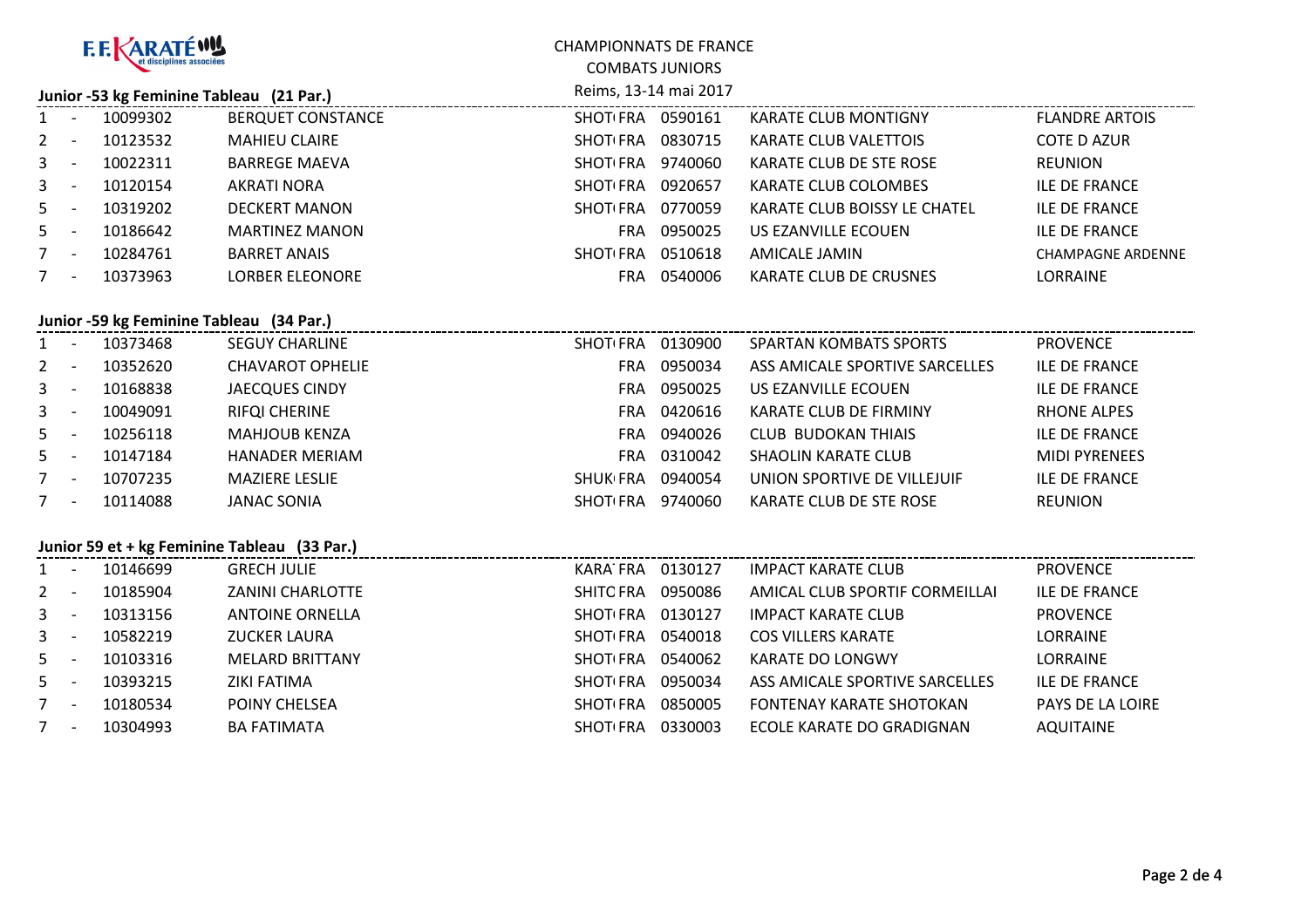F.F. KARATÉ et disciplines associées

CHAMPIONNATS DE FRANCE

COMBATS JUNIORS

Reims, 13-14 mai 2017

### Junior -53 kg Feminine Tableau (21 Par.)

| Rang | | Licence | Nom | Style | Pays | Club N° | Club | Ligue |
|---|---|---|---|---|---|---|---|---|
| 1 | - | 10099302 | BERQUET CONSTANCE | SHOTI | FRA | 0590161 | KARATE CLUB MONTIGNY | FLANDRE ARTOIS |
| 2 | - | 10123532 | MAHIEU CLAIRE | SHOTI | FRA | 0830715 | KARATE CLUB VALETTOIS | COTE D AZUR |
| 3 | - | 10022311 | BARREGE MAEVA | SHOTI | FRA | 9740060 | KARATE CLUB DE STE ROSE | REUNION |
| 3 | - | 10120154 | AKRATI NORA | SHOTI | FRA | 0920657 | KARATE CLUB COLOMBES | ILE DE FRANCE |
| 5 | - | 10319202 | DECKERT MANON | SHOTI | FRA | 0770059 | KARATE CLUB BOISSY LE CHATEL | ILE DE FRANCE |
| 5 | - | 10186642 | MARTINEZ MANON | | FRA | 0950025 | US EZANVILLE ECOUEN | ILE DE FRANCE |
| 7 | - | 10284761 | BARRET ANAIS | SHOTI | FRA | 0510618 | AMICALE JAMIN | CHAMPAGNE ARDENNE |
| 7 | - | 10373963 | LORBER ELEONORE | | FRA | 0540006 | KARATE CLUB DE CRUSNES | LORRAINE |

### Junior -59 kg Feminine Tableau (34 Par.)

| Rang | | Licence | Nom | Style | Pays | Club N° | Club | Ligue |
|---|---|---|---|---|---|---|---|---|
| 1 | - | 10373468 | SEGUY CHARLINE | SHOTI | FRA | 0130900 | SPARTAN KOMBATS SPORTS | PROVENCE |
| 2 | - | 10352620 | CHAVAROT OPHELIE | | FRA | 0950034 | ASS AMICALE SPORTIVE SARCELLES | ILE DE FRANCE |
| 3 | - | 10168838 | JAECQUES CINDY | | FRA | 0950025 | US EZANVILLE ECOUEN | ILE DE FRANCE |
| 3 | - | 10049091 | RIFQI CHERINE | | FRA | 0420616 | KARATE CLUB DE FIRMINY | RHONE ALPES |
| 5 | - | 10256118 | MAHJOUB KENZA | | FRA | 0940026 | CLUB BUDOKAN THIAIS | ILE DE FRANCE |
| 5 | - | 10147184 | HANADER MERIAM | | FRA | 0310042 | SHAOLIN KARATE CLUB | MIDI PYRENEES |
| 7 | - | 10707235 | MAZIERE LESLIE | SHUKI | FRA | 0940054 | UNION SPORTIVE DE VILLEJUIF | ILE DE FRANCE |
| 7 | - | 10114088 | JANAC SONIA | SHOTI | FRA | 9740060 | KARATE CLUB DE STE ROSE | REUNION |

### Junior 59 et + kg Feminine Tableau (33 Par.)

| Rang | | Licence | Nom | Style | Pays | Club N° | Club | Ligue |
|---|---|---|---|---|---|---|---|---|
| 1 | - | 10146699 | GRECH JULIE | KARA | FRA | 0130127 | IMPACT KARATE CLUB | PROVENCE |
| 2 | - | 10185904 | ZANINI CHARLOTTE | SHITC | FRA | 0950086 | AMICAL CLUB SPORTIF CORMEILLAI | ILE DE FRANCE |
| 3 | - | 10313156 | ANTOINE ORNELLA | SHOTI | FRA | 0130127 | IMPACT KARATE CLUB | PROVENCE |
| 3 | - | 10582219 | ZUCKER LAURA | SHOTI | FRA | 0540018 | COS VILLERS KARATE | LORRAINE |
| 5 | - | 10103316 | MELARD BRITTANY | SHOTI | FRA | 0540062 | KARATE DO LONGWY | LORRAINE |
| 5 | - | 10393215 | ZIKI FATIMA | SHOTI | FRA | 0950034 | ASS AMICALE SPORTIVE SARCELLES | ILE DE FRANCE |
| 7 | - | 10180534 | POINY CHELSEA | SHOTI | FRA | 0850005 | FONTENAY KARATE SHOTOKAN | PAYS DE LA LOIRE |
| 7 | - | 10304993 | BA FATIMATA | SHOTI | FRA | 0330003 | ECOLE KARATE DO GRADIGNAN | AQUITAINE |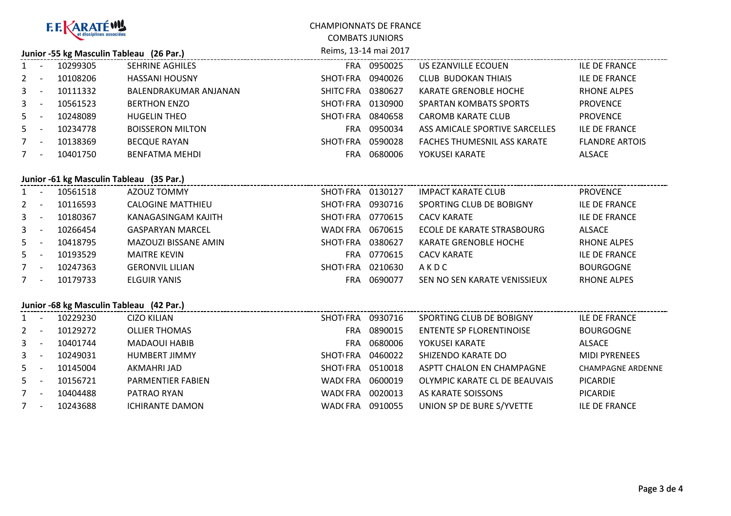F.F.KARATÉ et disciplines associées

CHAMPIONNATS DE FRANCE
COMBATS JUNIORS
Reims, 13-14 mai 2017

### Junior -55 kg Masculin Tableau (26 Par.)

| Rang | | Licence | Nom | | Nat. | Club | Nom du club | Ligue |
|---|---|---|---|---|---|---|---|---|
| 1 | - | 10299305 | SEHRINE AGHILES | | FRA | 0950025 | US EZANVILLE ECOUEN | ILE DE FRANCE |
| 2 | - | 10108206 | HASSANI HOUSNY | SHOTI | FRA | 0940026 | CLUB BUDOKAN THIAIS | ILE DE FRANCE |
| 3 | - | 10111332 | BALENDRAKUMAR ANJANAN | SHITO | FRA | 0380627 | KARATE GRENOBLE HOCHE | RHONE ALPES |
| 3 | - | 10561523 | BERTHON ENZO | SHOTI | FRA | 0130900 | SPARTAN KOMBATS SPORTS | PROVENCE |
| 5 | - | 10248089 | HUGELIN THEO | SHOTI | FRA | 0840658 | CAROMB KARATE CLUB | PROVENCE |
| 5 | - | 10234778 | BOISSERON MILTON | | FRA | 0950034 | ASS AMICALE SPORTIVE SARCELLES | ILE DE FRANCE |
| 7 | - | 10138369 | BECQUE RAYAN | SHOTI | FRA | 0590028 | FACHES THUMESNIL ASS KARATE | FLANDRE ARTOIS |
| 7 | - | 10401750 | BENFATMA MEHDI | | FRA | 0680006 | YOKUSEI KARATE | ALSACE |

### Junior -61 kg Masculin Tableau (35 Par.)

| Rang | | Licence | Nom | | Nat. | Club | Nom du club | Ligue |
|---|---|---|---|---|---|---|---|---|
| 1 | - | 10561518 | AZOUZ TOMMY | SHOTI | FRA | 0130127 | IMPACT KARATE CLUB | PROVENCE |
| 2 | - | 10116593 | CALOGINE MATTHIEU | SHOTI | FRA | 0930716 | SPORTING CLUB DE BOBIGNY | ILE DE FRANCE |
| 3 | - | 10180367 | KANAGASINGAM KAJITH | SHOTI | FRA | 0770615 | CACV KARATE | ILE DE FRANCE |
| 3 | - | 10266454 | GASPARYAN MARCEL | WADO | FRA | 0670615 | ECOLE DE KARATE STRASBOURG | ALSACE |
| 5 | - | 10418795 | MAZOUZI BISSANE AMIN | SHOTI | FRA | 0380627 | KARATE GRENOBLE HOCHE | RHONE ALPES |
| 5 | - | 10193529 | MAITRE KEVIN | | FRA | 0770615 | CACV KARATE | ILE DE FRANCE |
| 7 | - | 10247363 | GERONVIL LILIAN | SHOTI | FRA | 0210630 | A K D C | BOURGOGNE |
| 7 | - | 10179733 | ELGUIR YANIS | | FRA | 0690077 | SEN NO SEN KARATE VENISSIEUX | RHONE ALPES |

### Junior -68 kg Masculin Tableau (42 Par.)

| Rang | | Licence | Nom | | Nat. | Club | Nom du club | Ligue |
|---|---|---|---|---|---|---|---|---|
| 1 | - | 10229230 | CIZO KILIAN | SHOTI | FRA | 0930716 | SPORTING CLUB DE BOBIGNY | ILE DE FRANCE |
| 2 | - | 10129272 | OLLIER THOMAS | | FRA | 0890015 | ENTENTE SP FLORENTINOISE | BOURGOGNE |
| 3 | - | 10401744 | MADAOUI HABIB | | FRA | 0680006 | YOKUSEI KARATE | ALSACE |
| 3 | - | 10249031 | HUMBERT JIMMY | SHOTI | FRA | 0460022 | SHIZENDO KARATE DO | MIDI PYRENEES |
| 5 | - | 10145004 | AKMAHRI JAD | SHOTI | FRA | 0510018 | ASPTT CHALON EN CHAMPAGNE | CHAMPAGNE ARDENNE |
| 5 | - | 10156721 | PARMENTIER FABIEN | WADO | FRA | 0600019 | OLYMPIC KARATE CL DE BEAUVAIS | PICARDIE |
| 7 | - | 10404488 | PATRAO RYAN | WADO | FRA | 0020013 | AS KARATE SOISSONS | PICARDIE |
| 7 | - | 10243688 | ICHIRANTE DAMON | WADO | FRA | 0910055 | UNION SP DE BURE S/YVETTE | ILE DE FRANCE |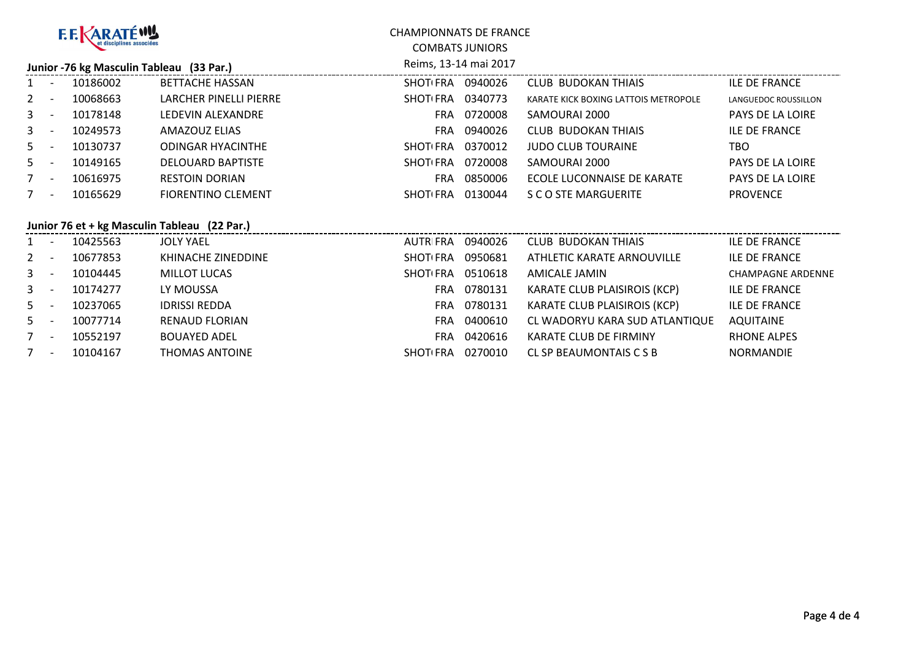F.F. KARATÉ et disciplines associées

CHAMPIONNATS DE FRANCE

COMBATS JUNIORS

Reims, 13-14 mai 2017

## Junior -76 kg Masculin Tableau (33 Par.)

| | | | | | | | | |
|---|---|---|---|---|---|---|---|---|
| 1 | - | 10186002 | BETTACHE HASSAN | SHOTI FRA | 0940026 | CLUB BUDOKAN THIAIS | ILE DE FRANCE |
| 2 | - | 10068663 | LARCHER PINELLI PIERRE | SHOTI FRA | 0340773 | KARATE KICK BOXING LATTOIS METROPOLE | LANGUEDOC ROUSSILLON |
| 3 | - | 10178148 | LEDEVIN ALEXANDRE | FRA | 0720008 | SAMOURAI 2000 | PAYS DE LA LOIRE |
| 3 | - | 10249573 | AMAZOUZ ELIAS | FRA | 0940026 | CLUB BUDOKAN THIAIS | ILE DE FRANCE |
| 5 | - | 10130737 | ODINGAR HYACINTHE | SHOTI FRA | 0370012 | JUDO CLUB TOURAINE | TBO |
| 5 | - | 10149165 | DELOUARD BAPTISTE | SHOTI FRA | 0720008 | SAMOURAI 2000 | PAYS DE LA LOIRE |
| 7 | - | 10616975 | RESTOIN DORIAN | FRA | 0850006 | ECOLE LUCONNAISE DE KARATE | PAYS DE LA LOIRE |
| 7 | - | 10165629 | FIORENTINO CLEMENT | SHOTI FRA | 0130044 | S C O STE MARGUERITE | PROVENCE |

## Junior 76 et + kg Masculin Tableau (22 Par.)

| | | | | | | | |
|---|---|---|---|---|---|---|---|
| 1 | - | 10425563 | JOLY YAEL | AUTRI FRA | 0940026 | CLUB BUDOKAN THIAIS | ILE DE FRANCE |
| 2 | - | 10677853 | KHINACHE ZINEDDINE | SHOTI FRA | 0950681 | ATHLETIC KARATE ARNOUVILLE | ILE DE FRANCE |
| 3 | - | 10104445 | MILLOT LUCAS | SHOTI FRA | 0510618 | AMICALE JAMIN | CHAMPAGNE ARDENNE |
| 3 | - | 10174277 | LY MOUSSA | FRA | 0780131 | KARATE CLUB PLAISIROIS (KCP) | ILE DE FRANCE |
| 5 | - | 10237065 | IDRISSI REDDA | FRA | 0780131 | KARATE CLUB PLAISIROIS (KCP) | ILE DE FRANCE |
| 5 | - | 10077714 | RENAUD FLORIAN | FRA | 0400610 | CL WADORYU KARA SUD ATLANTIQUE | AQUITAINE |
| 7 | - | 10552197 | BOUAYED ADEL | FRA | 0420616 | KARATE CLUB DE FIRMINY | RHONE ALPES |
| 7 | - | 10104167 | THOMAS ANTOINE | SHOTI FRA | 0270010 | CL SP BEAUMONTAIS C S B | NORMANDIE |